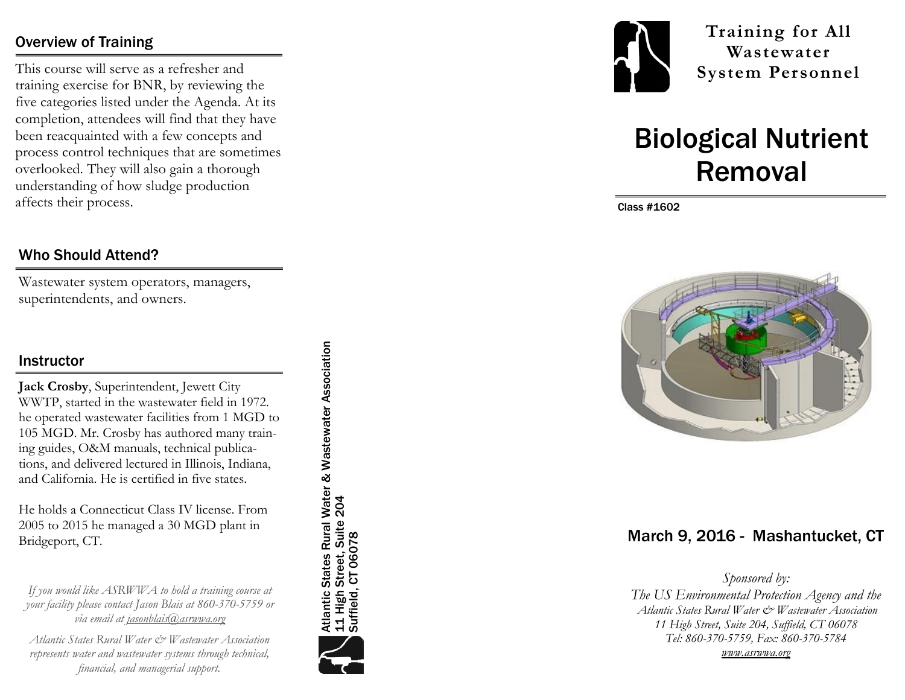## Overview of Training

This course will serve as a refresher and training exercise for BNR, by reviewing the five categories listed under the Agenda. At its completion, attendees will find that they have been reacquainted with a few concepts and process control techniques that are sometimes overlooked. They will also gain a thorough understanding of how sludge production affects their process.

## Who Should Attend?

Wastewater system operators, managers, superintendents, and owners.

## Instructor

**Jack Crosby**, Superintendent, Jewett City WWTP, started in the wastewater field in 1972. he operated wastewater facilities from 1 MGD to 105 MGD. Mr. Crosby has authored many training guides, O&M manuals, technical publications, and delivered lectured in Illinois, Indiana, and California. He is certified in five states.

He holds a Connecticut Class IV license. From 2005 to 2015 he managed a 30 MGD plant in Bridgeport, CT.

*If you would like ASRWWA to hold a training course at your facility please contact Jason Blais at 860-370-5759 or via email at jasonblais@asrwwa.org*

*Atlantic States Rural Water & Wastewater Association represents water and wastewater systems through technical, financial, and managerial support.*

Atlantic States Rural Water & Wastewater Association
11 High Street, Suite 204
Suffield, CT 06078

**Training for All Wastewater System Personnel**

# Biological Nutrient Removal

Class #1602

## March 9, 2016 - Mashantucket, CT

*Sponsored by:*
*The US Environmental Protection Agency and the*
*Atlantic States Rural Water & Wastewater Association*
*11 High Street, Suite 204, Suffield, CT 06078*
*Tel: 860-370-5759, Fax: 860-370-5784*
*www.asrwwa.org*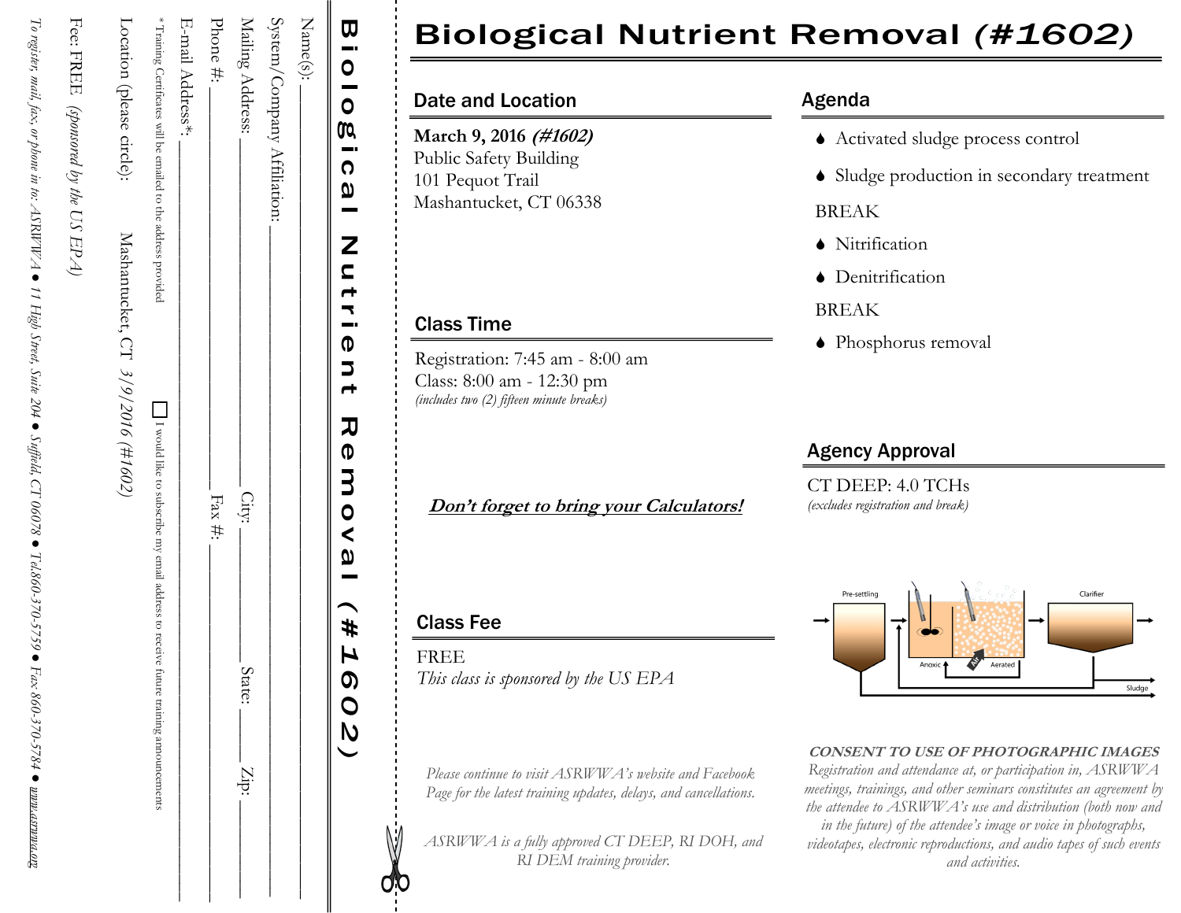# Biological Nutrient Removal (#1602)

## Date and Location

**March 9, 2016** ***(#1602)***
Public Safety Building
101 Pequot Trail
Mashantucket, CT 06338

## Class Time

Registration: 7:45 am - 8:00 am
Class: 8:00 am - 12:30 pm
*(includes two (2) fifteen minute breaks)*

***Don't forget to bring your Calculators!***

## Class Fee

FREE
*This class is sponsored by the US EPA*

*Please continue to visit ASRWWA's website and Facebook Page for the latest training updates, delays, and cancellations.*

*ASRWWA is a fully approved CT DEEP, RI DOH, and RI DEM training provider.*

## Agenda

- Activated sludge process control
- Sludge production in secondary treatment

BREAK

- Nitrification
- Denitrification

BREAK

- Phosphorus removal

## Agency Approval

CT DEEP: 4.0 TCHs
*(excludes registration and break)*

Pre-settling
Clarifier
Anoxic
Air
Aerated
Sludge

***CONSENT TO USE OF PHOTOGRAPHIC IMAGES***
*Registration and attendance at, or participation in, ASRWWA meetings, trainings, and other seminars constitutes an agreement by the attendee to ASRWWA's use and distribution (both now and in the future) of the attendee's image or voice in photographs, videotapes, electronic reproductions, and audio tapes of such events and activities.*

---

# Biological Nutrient Removal (#1602)

Name(s): ______________________________

System/Company Affiliation: ______________________________

Mailing Address: ______________ City: ______________ State: ______ Zip: ______

Phone #: ______________ Fax #: ______________

E-mail Address*: ______________________________

*Training Certificates will be emailed to the address provided ☐ I would like to subscribe my email address to receive future training announcements

Location (please circle): Mashantucket, CT 3/9/2016 (#1602)

Fee: FREE *(sponsored by the US EPA)*

*To register, mail, fax, or phone in to: ASRWWA • 11 High Street, Suite 204 • Suffield, CT 06078 • Tel.860-370-5759 • Fax 860-370-5784 • www.asrwwa.org*